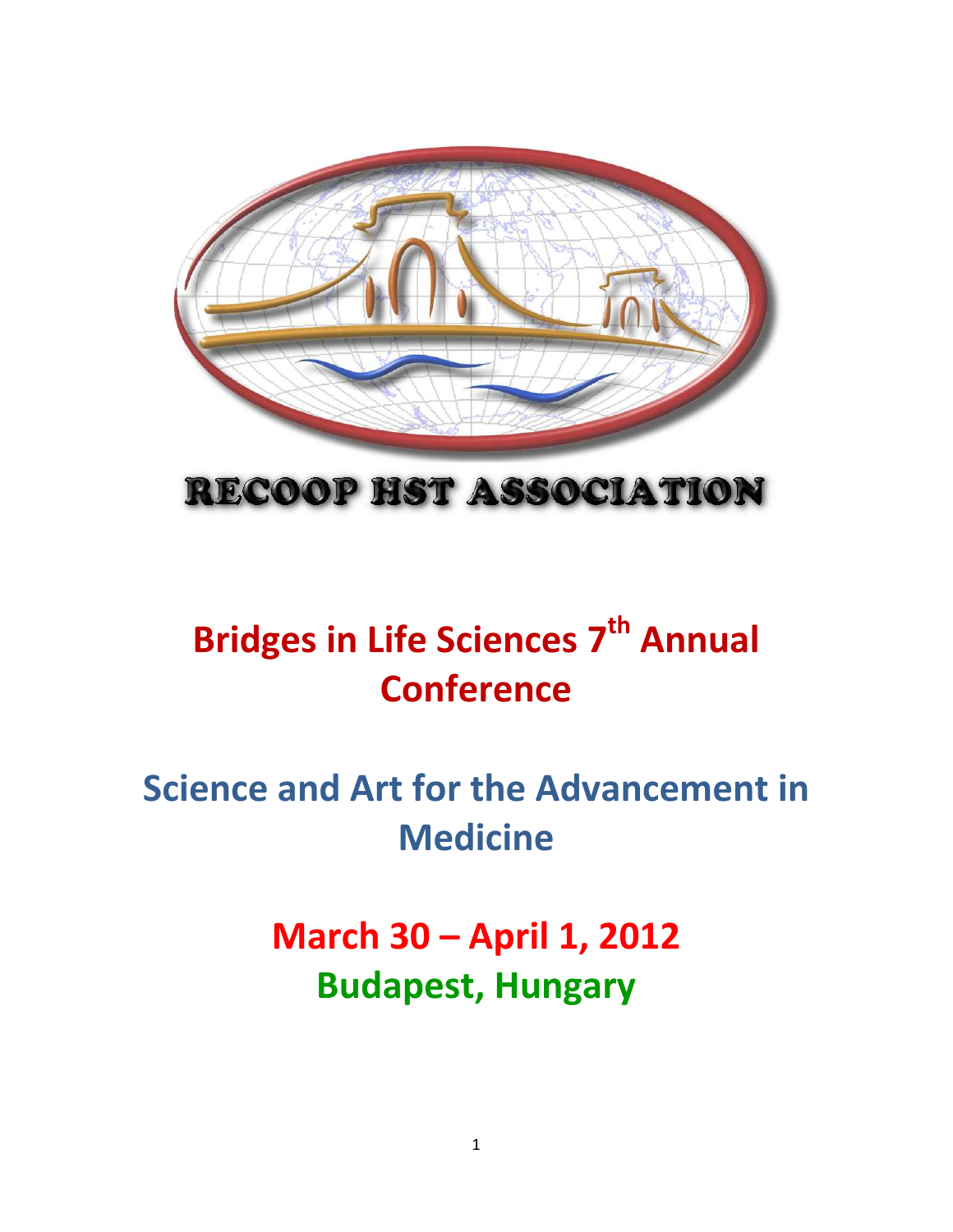RECOOP HST ASSOCIATION

# Bridges in Life Sciences 7th Annual Conference

# Science and Art for the Advancement in Medicine

## March 30 – April 1, 2012

## Budapest, Hungary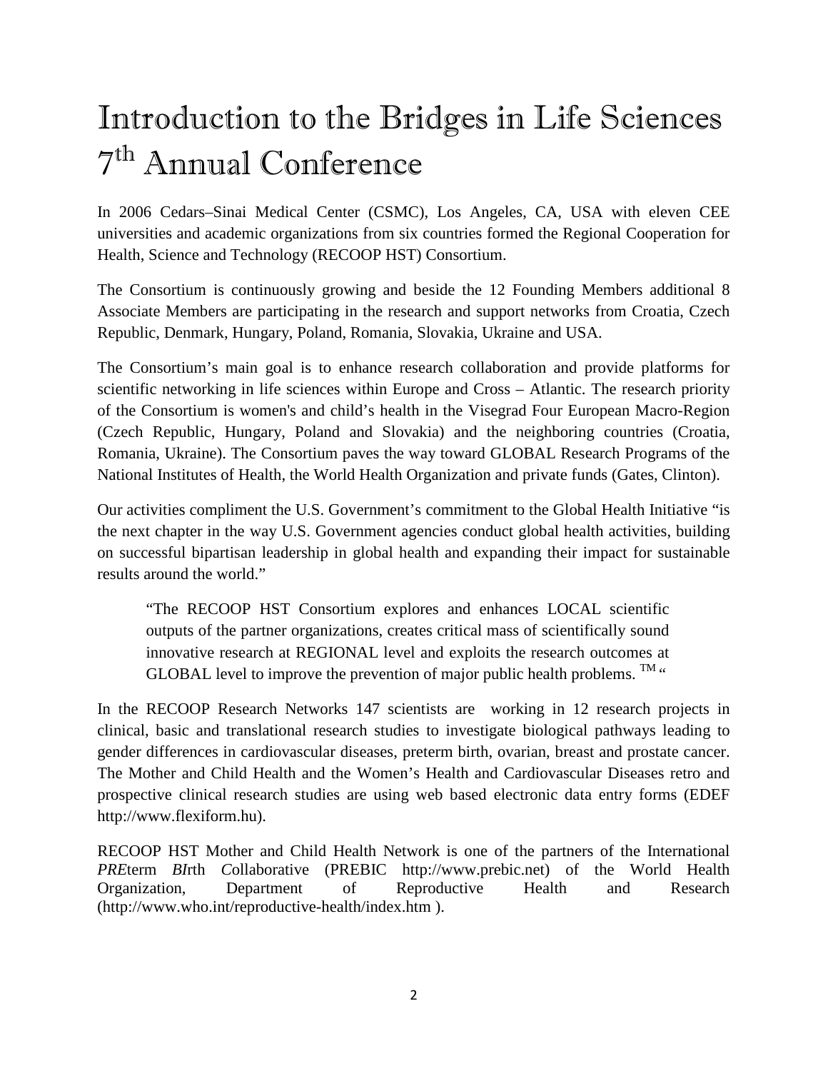# Introduction to the Bridges in Life Sciences 7th Annual Conference

In 2006 Cedars–Sinai Medical Center (CSMC), Los Angeles, CA, USA with eleven CEE universities and academic organizations from six countries formed the Regional Cooperation for Health, Science and Technology (RECOOP HST) Consortium.

The Consortium is continuously growing and beside the 12 Founding Members additional 8 Associate Members are participating in the research and support networks from Croatia, Czech Republic, Denmark, Hungary, Poland, Romania, Slovakia, Ukraine and USA.

The Consortium's main goal is to enhance research collaboration and provide platforms for scientific networking in life sciences within Europe and Cross – Atlantic. The research priority of the Consortium is women's and child's health in the Visegrad Four European Macro-Region (Czech Republic, Hungary, Poland and Slovakia) and the neighboring countries (Croatia, Romania, Ukraine). The Consortium paves the way toward GLOBAL Research Programs of the National Institutes of Health, the World Health Organization and private funds (Gates, Clinton).

Our activities compliment the U.S. Government's commitment to the Global Health Initiative "is the next chapter in the way U.S. Government agencies conduct global health activities, building on successful bipartisan leadership in global health and expanding their impact for sustainable results around the world."

> "The RECOOP HST Consortium explores and enhances LOCAL scientific outputs of the partner organizations, creates critical mass of scientifically sound innovative research at REGIONAL level and exploits the research outcomes at GLOBAL level to improve the prevention of major public health problems. TM "

In the RECOOP Research Networks 147 scientists are working in 12 research projects in clinical, basic and translational research studies to investigate biological pathways leading to gender differences in cardiovascular diseases, preterm birth, ovarian, breast and prostate cancer. The Mother and Child Health and the Women's Health and Cardiovascular Diseases retro and prospective clinical research studies are using web based electronic data entry forms (EDEF http://www.flexiform.hu).

RECOOP HST Mother and Child Health Network is one of the partners of the International *PRE*term *BI*rth *C*ollaborative (PREBIC http://www.prebic.net) of the World Health Organization, Department of Reproductive Health and Research (http://www.who.int/reproductive-health/index.htm ).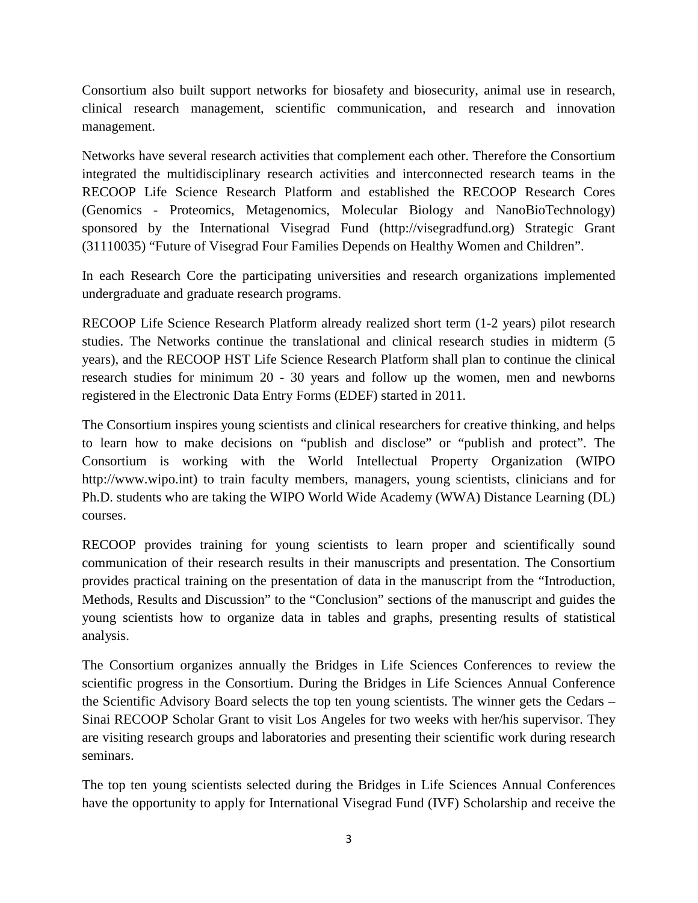Consortium also built support networks for biosafety and biosecurity, animal use in research, clinical research management, scientific communication, and research and innovation management.

Networks have several research activities that complement each other. Therefore the Consortium integrated the multidisciplinary research activities and interconnected research teams in the RECOOP Life Science Research Platform and established the RECOOP Research Cores (Genomics - Proteomics, Metagenomics, Molecular Biology and NanoBioTechnology) sponsored by the International Visegrad Fund (http://visegradfund.org) Strategic Grant (31110035) "Future of Visegrad Four Families Depends on Healthy Women and Children".

In each Research Core the participating universities and research organizations implemented undergraduate and graduate research programs.

RECOOP Life Science Research Platform already realized short term (1-2 years) pilot research studies. The Networks continue the translational and clinical research studies in midterm (5 years), and the RECOOP HST Life Science Research Platform shall plan to continue the clinical research studies for minimum 20 - 30 years and follow up the women, men and newborns registered in the Electronic Data Entry Forms (EDEF) started in 2011.

The Consortium inspires young scientists and clinical researchers for creative thinking, and helps to learn how to make decisions on "publish and disclose" or "publish and protect". The Consortium is working with the World Intellectual Property Organization (WIPO http://www.wipo.int) to train faculty members, managers, young scientists, clinicians and for Ph.D. students who are taking the WIPO World Wide Academy (WWA) Distance Learning (DL) courses.

RECOOP provides training for young scientists to learn proper and scientifically sound communication of their research results in their manuscripts and presentation. The Consortium provides practical training on the presentation of data in the manuscript from the "Introduction, Methods, Results and Discussion" to the "Conclusion" sections of the manuscript and guides the young scientists how to organize data in tables and graphs, presenting results of statistical analysis.

The Consortium organizes annually the Bridges in Life Sciences Conferences to review the scientific progress in the Consortium. During the Bridges in Life Sciences Annual Conference the Scientific Advisory Board selects the top ten young scientists. The winner gets the Cedars – Sinai RECOOP Scholar Grant to visit Los Angeles for two weeks with her/his supervisor. They are visiting research groups and laboratories and presenting their scientific work during research seminars.

The top ten young scientists selected during the Bridges in Life Sciences Annual Conferences have the opportunity to apply for International Visegrad Fund (IVF) Scholarship and receive the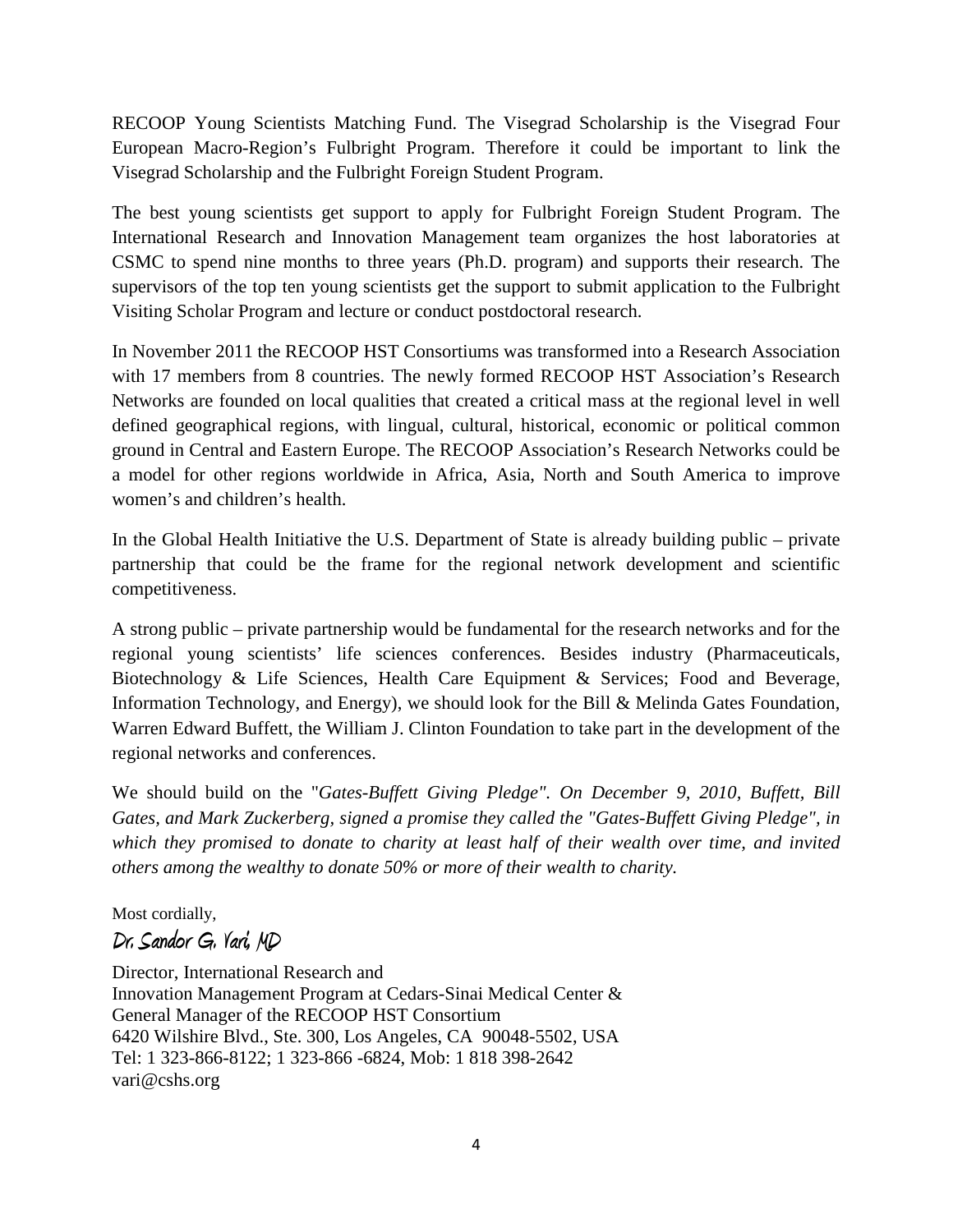RECOOP Young Scientists Matching Fund. The Visegrad Scholarship is the Visegrad Four European Macro-Region's Fulbright Program. Therefore it could be important to link the Visegrad Scholarship and the Fulbright Foreign Student Program.

The best young scientists get support to apply for Fulbright Foreign Student Program. The International Research and Innovation Management team organizes the host laboratories at CSMC to spend nine months to three years (Ph.D. program) and supports their research. The supervisors of the top ten young scientists get the support to submit application to the Fulbright Visiting Scholar Program and lecture or conduct postdoctoral research.

In November 2011 the RECOOP HST Consortiums was transformed into a Research Association with 17 members from 8 countries. The newly formed RECOOP HST Association's Research Networks are founded on local qualities that created a critical mass at the regional level in well defined geographical regions, with lingual, cultural, historical, economic or political common ground in Central and Eastern Europe. The RECOOP Association's Research Networks could be a model for other regions worldwide in Africa, Asia, North and South America to improve women's and children's health.

In the Global Health Initiative the U.S. Department of State is already building public – private partnership that could be the frame for the regional network development and scientific competitiveness.

A strong public – private partnership would be fundamental for the research networks and for the regional young scientists' life sciences conferences. Besides industry (Pharmaceuticals, Biotechnology & Life Sciences, Health Care Equipment & Services; Food and Beverage, Information Technology, and Energy), we should look for the Bill & Melinda Gates Foundation, Warren Edward Buffett, the William J. Clinton Foundation to take part in the development of the regional networks and conferences.

We should build on the "*Gates-Buffett Giving Pledge". On December 9, 2010, Buffett, Bill Gates, and Mark Zuckerberg, signed a promise they called the "Gates-Buffett Giving Pledge", in which they promised to donate to charity at least half of their wealth over time, and invited others among the wealthy to donate 50% or more of their wealth to charity.*

Most cordially,

Dr. Sandor G. Vari, MD

Director, International Research and
Innovation Management Program at Cedars-Sinai Medical Center &
General Manager of the RECOOP HST Consortium
6420 Wilshire Blvd., Ste. 300, Los Angeles, CA 90048-5502, USA
Tel: 1 323-866-8122; 1 323-866 -6824, Mob: 1 818 398-2642
vari@cshs.org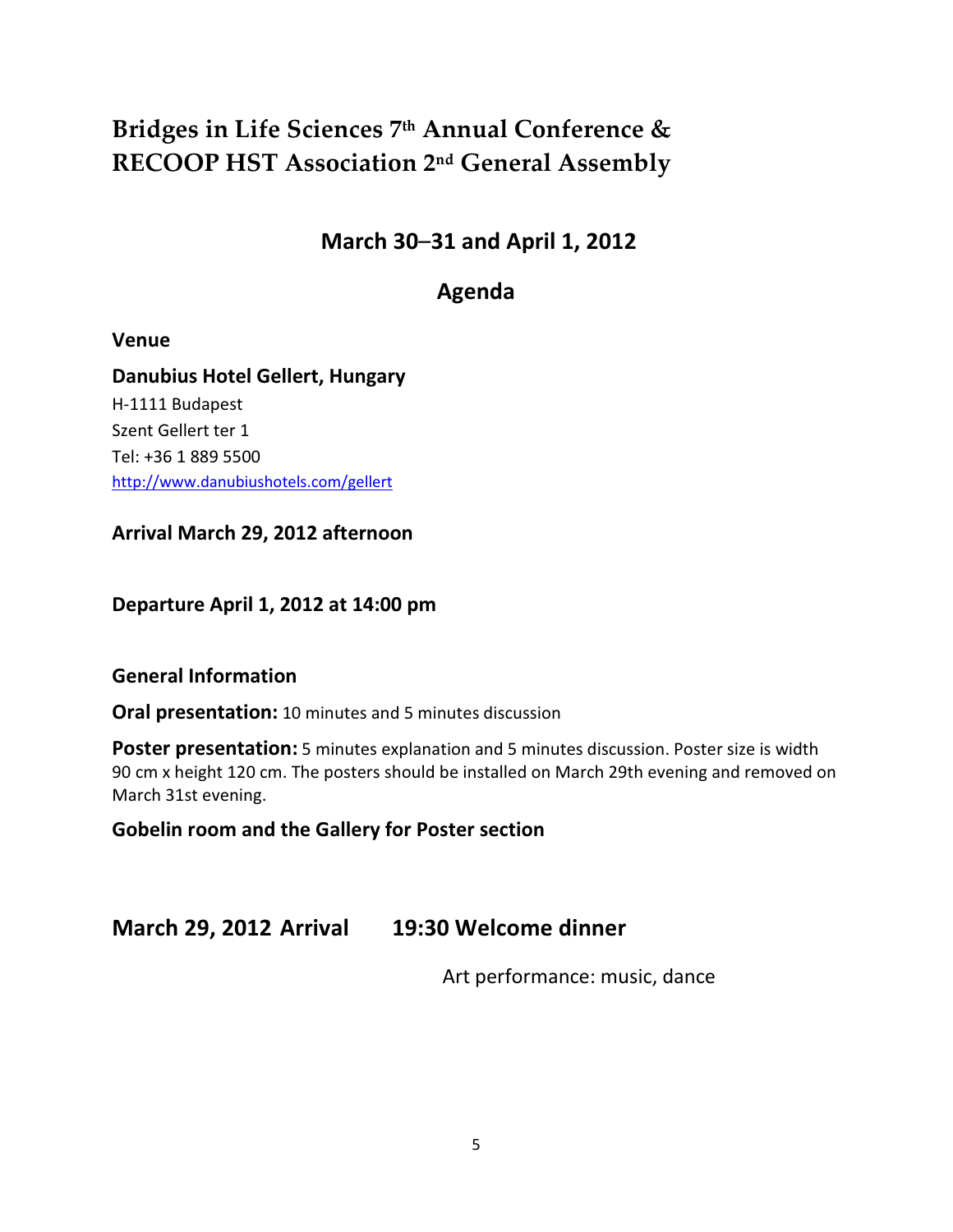# Bridges in Life Sciences 7th Annual Conference & RECOOP HST Association 2nd General Assembly

## March 30–31 and April 1, 2012

## Agenda

**Venue**

**Danubius Hotel Gellert, Hungary**
H-1111 Budapest
Szent Gellert ter 1
Tel: +36 1 889 5500
http://www.danubiushotels.com/gellert

**Arrival March 29, 2012 afternoon**

**Departure April 1, 2012 at 14:00 pm**

**General Information**

**Oral presentation:** 10 minutes and 5 minutes discussion

**Poster presentation:** 5 minutes explanation and 5 minutes discussion. Poster size is width 90 cm x height 120 cm. The posters should be installed on March 29th evening and removed on March 31st evening.

**Gobelin room and the Gallery for Poster section**

### March 29, 2012 Arrival 19:30 Welcome dinner

Art performance: music, dance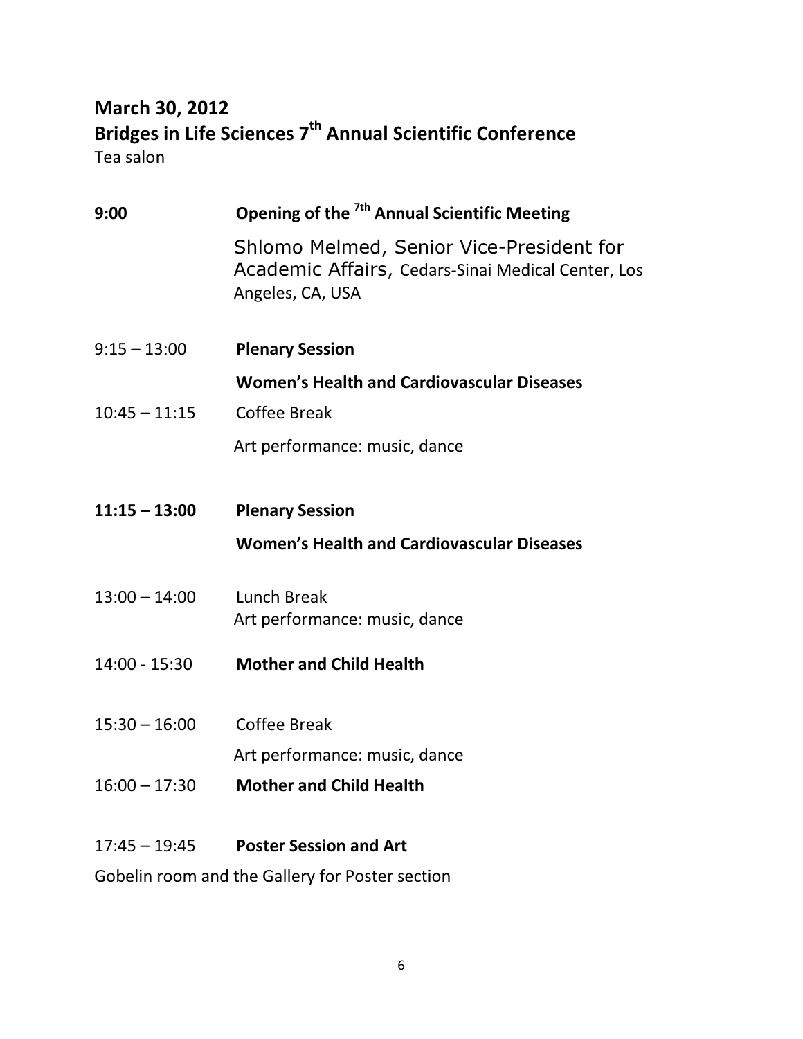## March 30, 2012

## Bridges in Life Sciences 7th Annual Scientific Conference

Tea salon

| | |
|---|---|
| **9:00** | **Opening of the 7th Annual Scientific Meeting** |
| | Shlomo Melmed, Senior Vice-President for Academic Affairs, Cedars-Sinai Medical Center, Los Angeles, CA, USA |
| 9:15 – 13:00 | **Plenary Session** |
| | **Women's Health and Cardiovascular Diseases** |
| 10:45 – 11:15 | Coffee Break |
| | Art performance: music, dance |
| **11:15 – 13:00** | **Plenary Session** |
| | **Women's Health and Cardiovascular Diseases** |
| 13:00 – 14:00 | Lunch Break |
| | Art performance: music, dance |
| 14:00 - 15:30 | **Mother and Child Health** |
| 15:30 – 16:00 | Coffee Break |
| | Art performance: music, dance |
| 16:00 – 17:30 | **Mother and Child Health** |
| 17:45 – 19:45 | **Poster Session and Art** |

Gobelin room and the Gallery for Poster section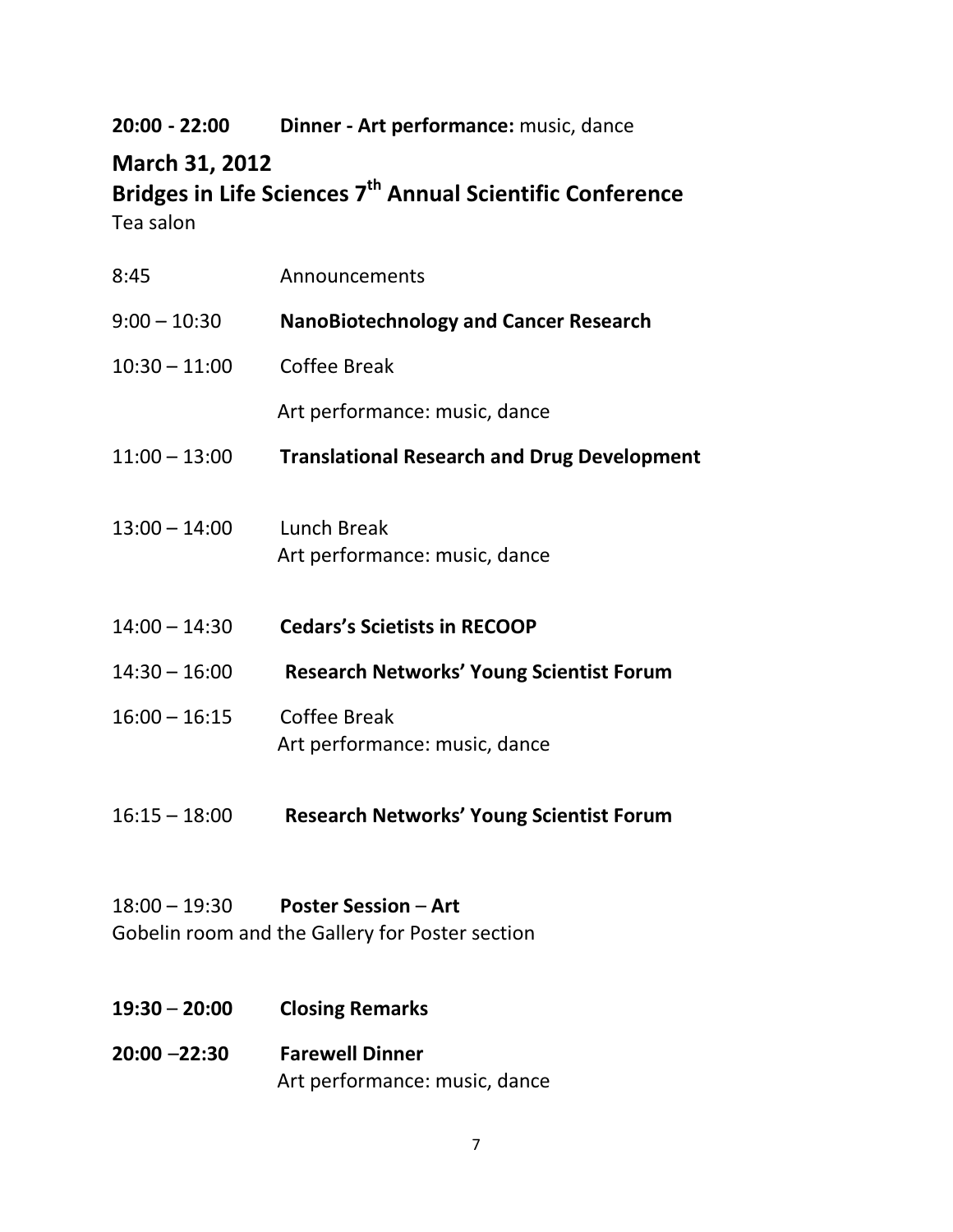**20:00 - 22:00** **Dinner - Art performance:** music, dance

## March 31, 2012

## Bridges in Life Sciences 7th Annual Scientific Conference

Tea salon

8:45 Announcements

9:00 – 10:30 **NanoBiotechnology and Cancer Research**

10:30 – 11:00 Coffee Break

Art performance: music, dance

11:00 – 13:00 **Translational Research and Drug Development**

13:00 – 14:00 Lunch Break

Art performance: music, dance

14:00 – 14:30 **Cedars's Scietists in RECOOP**

14:30 – 16:00 **Research Networks' Young Scientist Forum**

16:00 – 16:15 Coffee Break

Art performance: music, dance

16:15 – 18:00 **Research Networks' Young Scientist Forum**

18:00 – 19:30 **Poster Session** – **Art**

Gobelin room and the Gallery for Poster section

**19:30** – **20:00** **Closing Remarks**

**20:00** –**22:30** **Farewell Dinner**

Art performance: music, dance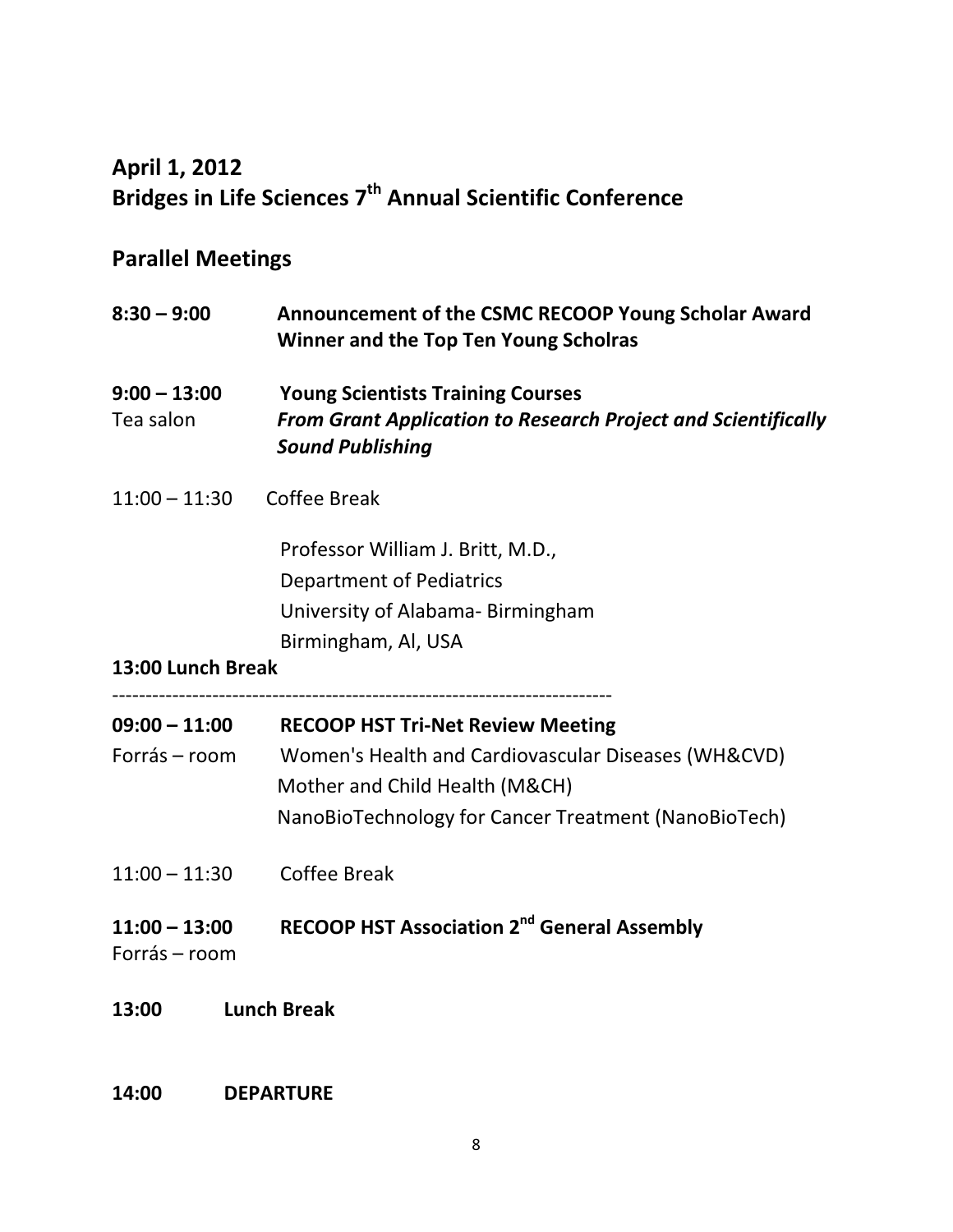## April 1, 2012
## Bridges in Life Sciences 7th Annual Scientific Conference

## Parallel Meetings

**8:30 – 9:00** **Announcement of the CSMC RECOOP Young Scholar Award Winner and the Top Ten Young Scholras**

**9:00 – 13:00** **Young Scientists Training Courses**
Tea salon ***From Grant Application to Research Project and Scientifically Sound Publishing***

11:00 – 11:30 Coffee Break

Professor William J. Britt, M.D.,
Department of Pediatrics
University of Alabama- Birmingham
Birmingham, Al, USA

**13:00 Lunch Break**

---

**09:00 – 11:00** **RECOOP HST Tri-Net Review Meeting**
Forrás – room Women's Health and Cardiovascular Diseases (WH&CVD)
Mother and Child Health (M&CH)
NanoBioTechnology for Cancer Treatment (NanoBioTech)

11:00 – 11:30 Coffee Break

**11:00 – 13:00** **RECOOP HST Association 2nd General Assembly**
Forrás – room

**13:00** **Lunch Break**

**14:00** **DEPARTURE**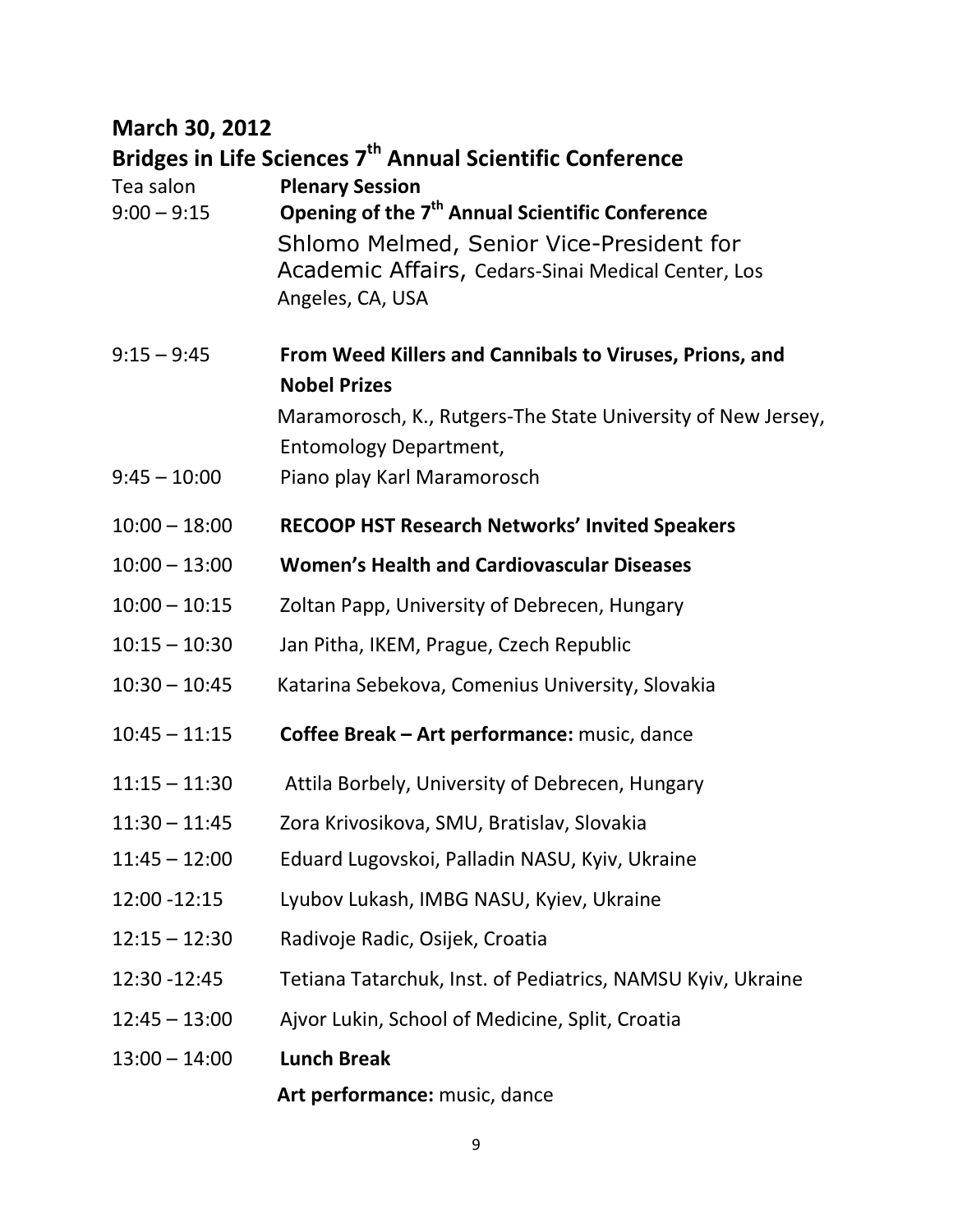## March 30, 2012

## Bridges in Life Sciences 7th Annual Scientific Conference

Tea salon **Plenary Session**

9:00 – 9:15 **Opening of the 7th Annual Scientific Conference**

Shlomo Melmed, Senior Vice-President for Academic Affairs, Cedars-Sinai Medical Center, Los Angeles, CA, USA

9:15 – 9:45 **From Weed Killers and Cannibals to Viruses, Prions, and Nobel Prizes**

Maramorosch, K., Rutgers-The State University of New Jersey, Entomology Department,

9:45 – 10:00 Piano play Karl Maramorosch

10:00 – 18:00 **RECOOP HST Research Networks' Invited Speakers**

10:00 – 13:00 **Women's Health and Cardiovascular Diseases**

10:00 – 10:15 Zoltan Papp, University of Debrecen, Hungary

10:15 – 10:30 Jan Pitha, IKEM, Prague, Czech Republic

10:30 – 10:45 Katarina Sebekova, Comenius University, Slovakia

10:45 – 11:15 **Coffee Break – Art performance:** music, dance

11:15 – 11:30 Attila Borbely, University of Debrecen, Hungary

11:30 – 11:45 Zora Krivosikova, SMU, Bratislav, Slovakia

11:45 – 12:00 Eduard Lugovskoi, Palladin NASU, Kyiv, Ukraine

12:00 -12:15 Lyubov Lukash, IMBG NASU, Kyiev, Ukraine

12:15 – 12:30 Radivoje Radic, Osijek, Croatia

12:30 -12:45 Tetiana Tatarchuk, Inst. of Pediatrics, NAMSU Kyiv, Ukraine

12:45 – 13:00 Ajvor Lukin, School of Medicine, Split, Croatia

13:00 – 14:00 **Lunch Break**

**Art performance:** music, dance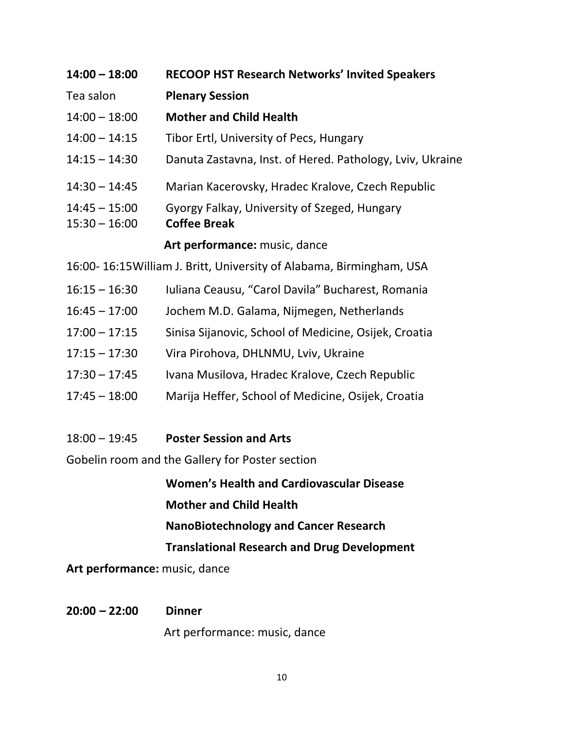**14:00 – 18:00 RECOOP HST Research Networks' Invited Speakers**

Tea salon **Plenary Session**

14:00 – 18:00 **Mother and Child Health**

14:00 – 14:15 Tibor Ertl, University of Pecs, Hungary

14:15 – 14:30 Danuta Zastavna, Inst. of Hered. Pathology, Lviv, Ukraine

14:30 – 14:45 Marian Kacerovsky, Hradec Kralove, Czech Republic

14:45 – 15:00 Gyorgy Falkay, University of Szeged, Hungary

15:30 – 16:00 **Coffee Break**

**Art performance:** music, dance

16:00- 16:15William J. Britt, University of Alabama, Birmingham, USA

16:15 – 16:30 Iuliana Ceausu, "Carol Davila" Bucharest, Romania

16:45 – 17:00 Jochem M.D. Galama, Nijmegen, Netherlands

17:00 – 17:15 Sinisa Sijanovic, School of Medicine, Osijek, Croatia

17:15 – 17:30 Vira Pirohova, DHLNMU, Lviv, Ukraine

17:30 – 17:45 Ivana Musilova, Hradec Kralove, Czech Republic

17:45 – 18:00 Marija Heffer, School of Medicine, Osijek, Croatia

18:00 – 19:45 **Poster Session and Arts**

Gobelin room and the Gallery for Poster section

**Women's Health and Cardiovascular Disease**

**Mother and Child Health**

**NanoBiotechnology and Cancer Research**

**Translational Research and Drug Development**

**Art performance:** music, dance

**20:00 – 22:00 Dinner**

Art performance: music, dance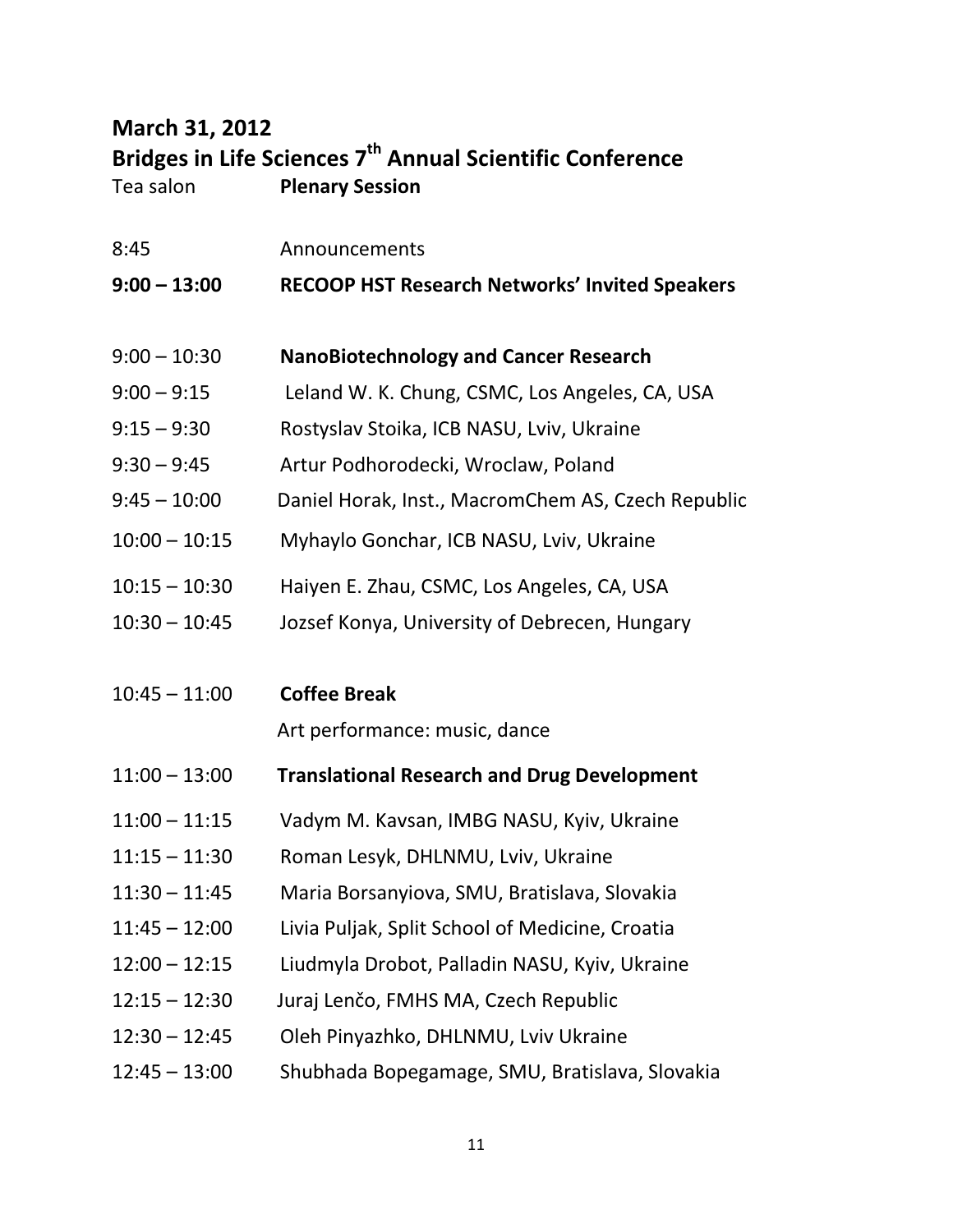## March 31, 2012

## Bridges in Life Sciences 7th Annual Scientific Conference

Tea salon **Plenary Session**

| | |
|---|---|
| 8:45 | Announcements |
| **9:00 – 13:00** | **RECOOP HST Research Networks' Invited Speakers** |
| 9:00 – 10:30 | **NanoBiotechnology and Cancer Research** |
| 9:00 – 9:15 | Leland W. K. Chung, CSMC, Los Angeles, CA, USA |
| 9:15 – 9:30 | Rostyslav Stoika, ICB NASU, Lviv, Ukraine |
| 9:30 – 9:45 | Artur Podhorodecki, Wroclaw, Poland |
| 9:45 – 10:00 | Daniel Horak, Inst., MacromChem AS, Czech Republic |
| 10:00 – 10:15 | Myhaylo Gonchar, ICB NASU, Lviv, Ukraine |
| 10:15 – 10:30 | Haiyen E. Zhau, CSMC, Los Angeles, CA, USA |
| 10:30 – 10:45 | Jozsef Konya, University of Debrecen, Hungary |
| 10:45 – 11:00 | **Coffee Break** |
| | Art performance: music, dance |
| 11:00 – 13:00 | **Translational Research and Drug Development** |
| 11:00 – 11:15 | Vadym M. Kavsan, IMBG NASU, Kyiv, Ukraine |
| 11:15 – 11:30 | Roman Lesyk, DHLNMU, Lviv, Ukraine |
| 11:30 – 11:45 | Maria Borsanyiova, SMU, Bratislava, Slovakia |
| 11:45 – 12:00 | Livia Puljak, Split School of Medicine, Croatia |
| 12:00 – 12:15 | Liudmyla Drobot, Palladin NASU, Kyiv, Ukraine |
| 12:15 – 12:30 | Juraj Lenčo, FMHS MA, Czech Republic |
| 12:30 – 12:45 | Oleh Pinyazhko, DHLNMU, Lviv Ukraine |
| 12:45 – 13:00 | Shubhada Bopegamage, SMU, Bratislava, Slovakia |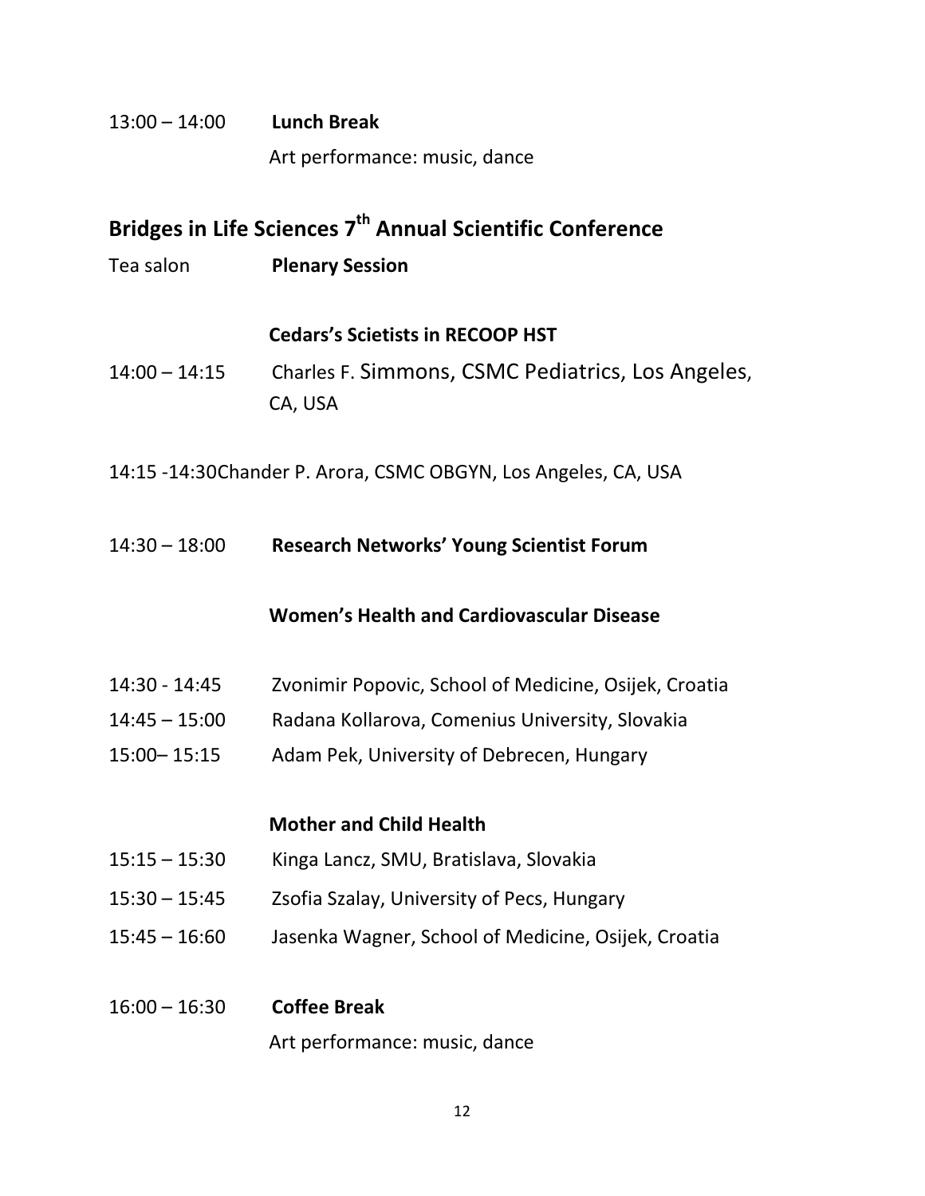13:00 – 14:00 **Lunch Break**

Art performance: music, dance

## Bridges in Life Sciences 7th Annual Scientific Conference

Tea salon **Plenary Session**

**Cedars's Scietists in RECOOP HST**

14:00 – 14:15 Charles F. Simmons, CSMC Pediatrics, Los Angeles, CA, USA

14:15 -14:30Chander P. Arora, CSMC OBGYN, Los Angeles, CA, USA

14:30 – 18:00 **Research Networks' Young Scientist Forum**

**Women's Health and Cardiovascular Disease**

14:30 - 14:45 Zvonimir Popovic, School of Medicine, Osijek, Croatia

14:45 – 15:00 Radana Kollarova, Comenius University, Slovakia

15:00– 15:15 Adam Pek, University of Debrecen, Hungary

**Mother and Child Health**

15:15 – 15:30 Kinga Lancz, SMU, Bratislava, Slovakia

15:30 – 15:45 Zsofia Szalay, University of Pecs, Hungary

15:45 – 16:60 Jasenka Wagner, School of Medicine, Osijek, Croatia

16:00 – 16:30 **Coffee Break**

Art performance: music, dance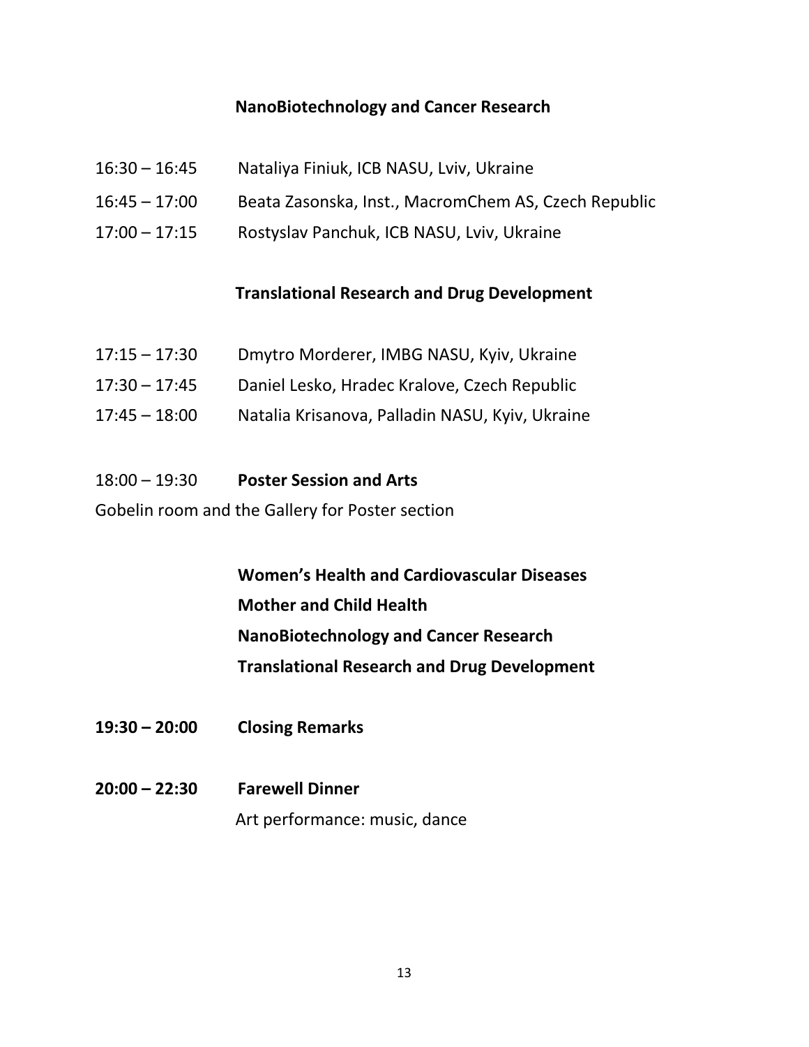**NanoBiotechnology and Cancer Research**

16:30 – 16:45 Nataliya Finiuk, ICB NASU, Lviv, Ukraine

16:45 – 17:00 Beata Zasonska, Inst., MacromChem AS, Czech Republic

17:00 – 17:15 Rostyslav Panchuk, ICB NASU, Lviv, Ukraine

**Translational Research and Drug Development**

17:15 – 17:30 Dmytro Morderer, IMBG NASU, Kyiv, Ukraine

17:30 – 17:45 Daniel Lesko, Hradec Kralove, Czech Republic

17:45 – 18:00 Natalia Krisanova, Palladin NASU, Kyiv, Ukraine

18:00 – 19:30 **Poster Session and Arts**

Gobelin room and the Gallery for Poster section

**Women's Health and Cardiovascular Diseases**

**Mother and Child Health**

**NanoBiotechnology and Cancer Research**

**Translational Research and Drug Development**

**19:30 – 20:00 Closing Remarks**

**20:00 – 22:30 Farewell Dinner**

Art performance: music, dance